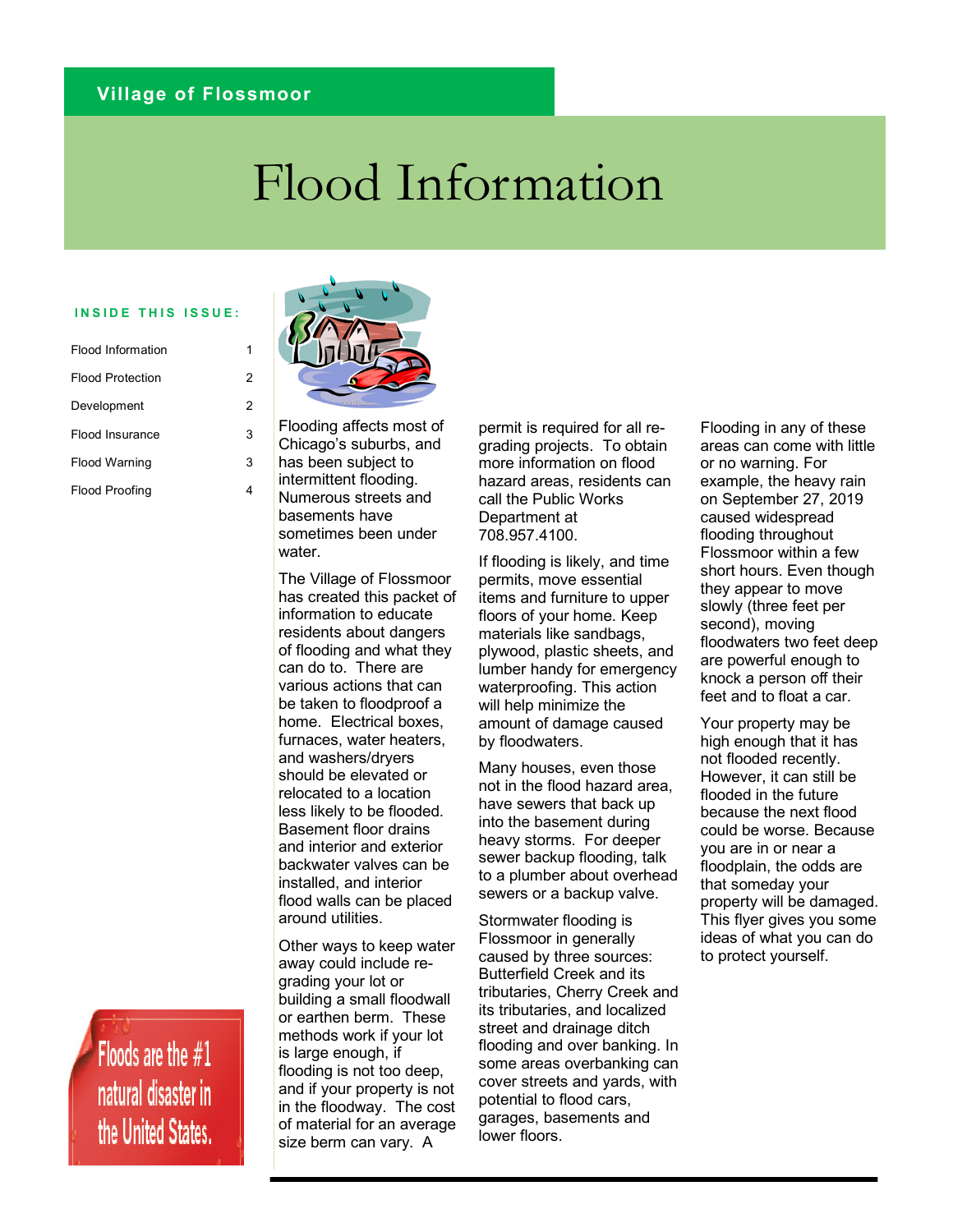Village of Flossmoor

# Flood Information

**INSIDE THIS ISSUE:**

| | |
|---|---|
| Flood Information | 1 |
| Flood Protection | 2 |
| Development | 2 |
| Flood Insurance | 3 |
| Flood Warning | 3 |
| Flood Proofing | 4 |

Floods are the #1 natural disaster in the United States.

Flooding affects most of Chicago's suburbs, and has been subject to intermittent flooding. Numerous streets and basements have sometimes been under water.

The Village of Flossmoor has created this packet of information to educate residents about dangers of flooding and what they can do to. There are various actions that can be taken to floodproof a home. Electrical boxes, furnaces, water heaters, and washers/dryers should be elevated or relocated to a location less likely to be flooded. Basement floor drains and interior and exterior backwater valves can be installed, and interior flood walls can be placed around utilities.

Other ways to keep water away could include re-grading your lot or building a small floodwall or earthen berm. These methods work if your lot is large enough, if flooding is not too deep, and if your property is not in the floodway. The cost of material for an average size berm can vary. A permit is required for all re-grading projects. To obtain more information on flood hazard areas, residents can call the Public Works Department at 708.957.4100.

If flooding is likely, and time permits, move essential items and furniture to upper floors of your home. Keep materials like sandbags, plywood, plastic sheets, and lumber handy for emergency waterproofing. This action will help minimize the amount of damage caused by floodwaters.

Many houses, even those not in the flood hazard area, have sewers that back up into the basement during heavy storms. For deeper sewer backup flooding, talk to a plumber about overhead sewers or a backup valve.

Stormwater flooding is Flossmoor in generally caused by three sources: Butterfield Creek and its tributaries, Cherry Creek and its tributaries, and localized street and drainage ditch flooding and over banking. In some areas overbanking can cover streets and yards, with potential to flood cars, garages, basements and lower floors.

Flooding in any of these areas can come with little or no warning. For example, the heavy rain on September 27, 2019 caused widespread flooding throughout Flossmoor within a few short hours. Even though they appear to move slowly (three feet per second), moving floodwaters two feet deep are powerful enough to knock a person off their feet and to float a car.

Your property may be high enough that it has not flooded recently. However, it can still be flooded in the future because the next flood could be worse. Because you are in or near a floodplain, the odds are that someday your property will be damaged. This flyer gives you some ideas of what you can do to protect yourself.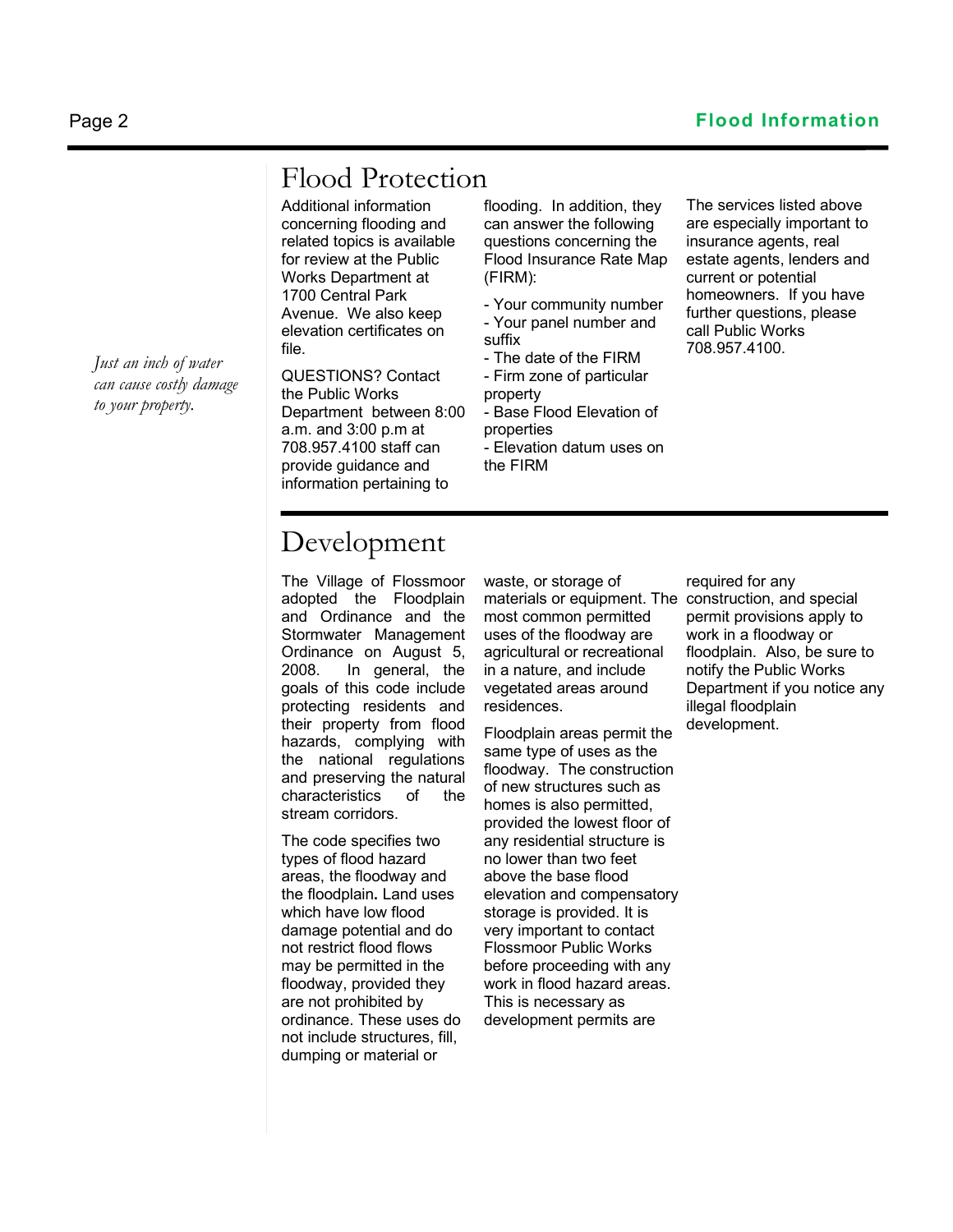## Flood Protection

*Just an inch of water can cause costly damage to your property.*

Additional information concerning flooding and related topics is available for review at the Public Works Department at 1700 Central Park Avenue. We also keep elevation certificates on file.

QUESTIONS? Contact the Public Works Department between 8:00 a.m. and 3:00 p.m at 708.957.4100 staff can provide guidance and information pertaining to flooding. In addition, they can answer the following questions concerning the Flood Insurance Rate Map (FIRM):

- Your community number
- Your panel number and suffix
- The date of the FIRM
- Firm zone of particular property
- Base Flood Elevation of properties
- Elevation datum uses on the FIRM

The services listed above are especially important to insurance agents, real estate agents, lenders and current or potential homeowners. If you have further questions, please call Public Works 708.957.4100.

## Development

The Village of Flossmoor adopted the Floodplain and Ordinance and the Stormwater Management Ordinance on August 5, 2008. In general, the goals of this code include protecting residents and their property from flood hazards, complying with the national regulations and preserving the natural characteristics of the stream corridors.

The code specifies two types of flood hazard areas, the floodway and the floodplain**.** Land uses which have low flood damage potential and do not restrict flood flows may be permitted in the floodway, provided they are not prohibited by ordinance. These uses do not include structures, fill, dumping or material or waste, or storage of materials or equipment. The most common permitted uses of the floodway are agricultural or recreational in a nature, and include vegetated areas around residences.

Floodplain areas permit the same type of uses as the floodway. The construction of new structures such as homes is also permitted, provided the lowest floor of any residential structure is no lower than two feet above the base flood elevation and compensatory storage is provided. It is very important to contact Flossmoor Public Works before proceeding with any work in flood hazard areas. This is necessary as development permits are required for any construction, and special permit provisions apply to work in a floodway or floodplain. Also, be sure to notify the Public Works Department if you notice any illegal floodplain development.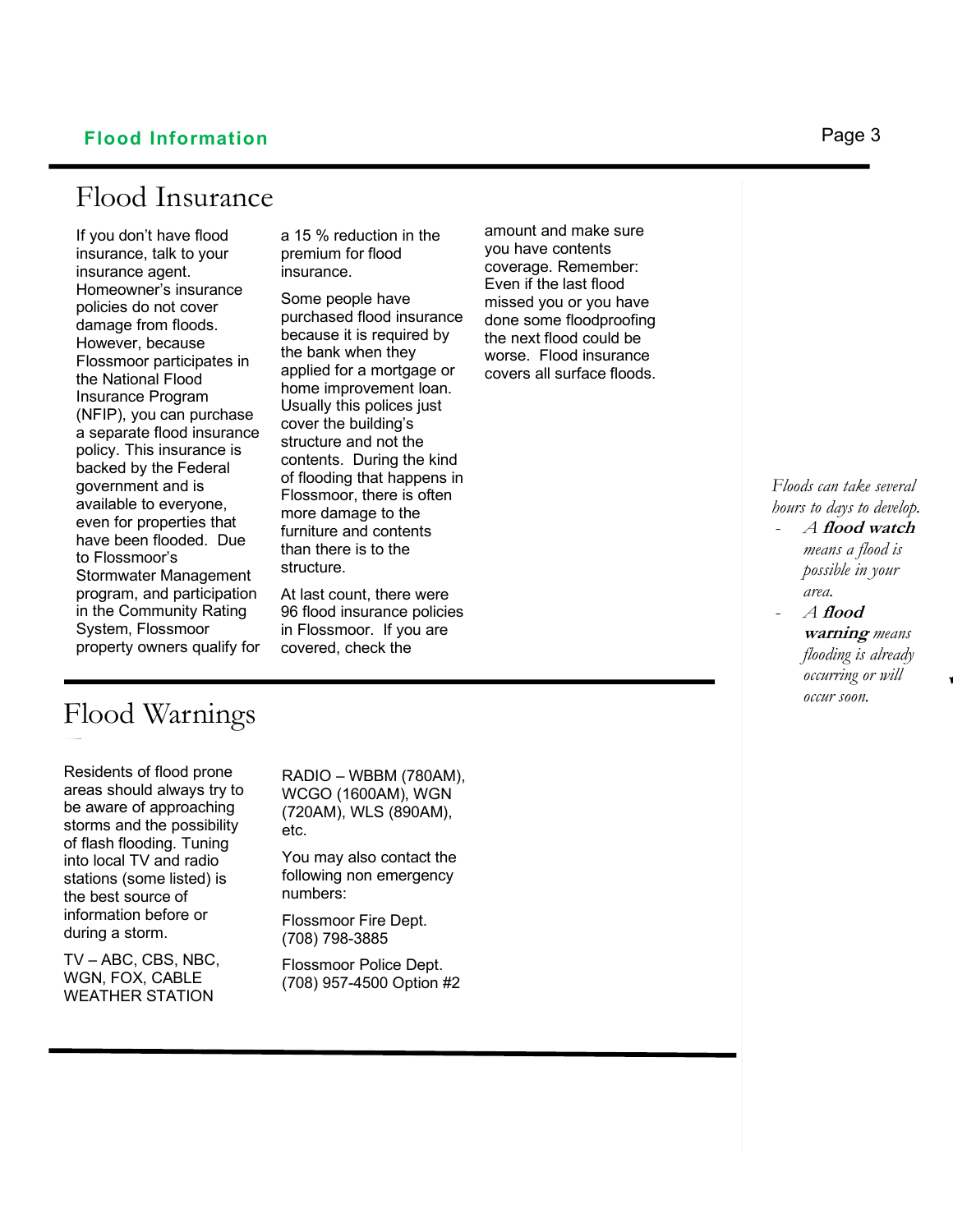## Flood Insurance

If you don't have flood insurance, talk to your insurance agent. Homeowner's insurance policies do not cover damage from floods. However, because Flossmoor participates in the National Flood Insurance Program (NFIP), you can purchase a separate flood insurance policy. This insurance is backed by the Federal government and is available to everyone, even for properties that have been flooded. Due to Flossmoor's Stormwater Management program, and participation in the Community Rating System, Flossmoor property owners qualify for a 15 % reduction in the premium for flood insurance.

Some people have purchased flood insurance because it is required by the bank when they applied for a mortgage or home improvement loan. Usually this polices just cover the building's structure and not the contents. During the kind of flooding that happens in Flossmoor, there is often more damage to the furniture and contents than there is to the structure.

At last count, there were 96 flood insurance policies in Flossmoor. If you are covered, check the amount and make sure you have contents coverage. Remember: Even if the last flood missed you or you have done some floodproofing the next flood could be worse. Flood insurance covers all surface floods.

*Floods can take several hours to days to develop.*

- *A* ***flood watch*** *means a flood is possible in your area.*
- *A* ***flood warning*** *means flooding is already occurring or will occur soon.*

## Flood Warnings

Residents of flood prone areas should always try to be aware of approaching storms and the possibility of flash flooding. Tuning into local TV and radio stations (some listed) is the best source of information before or during a storm.

TV – ABC, CBS, NBC, WGN, FOX, CABLE WEATHER STATION

RADIO – WBBM (780AM), WCGO (1600AM), WGN (720AM), WLS (890AM), etc.

You may also contact the following non emergency numbers:

Flossmoor Fire Dept.
(708) 798-3885

Flossmoor Police Dept.
(708) 957-4500 Option #2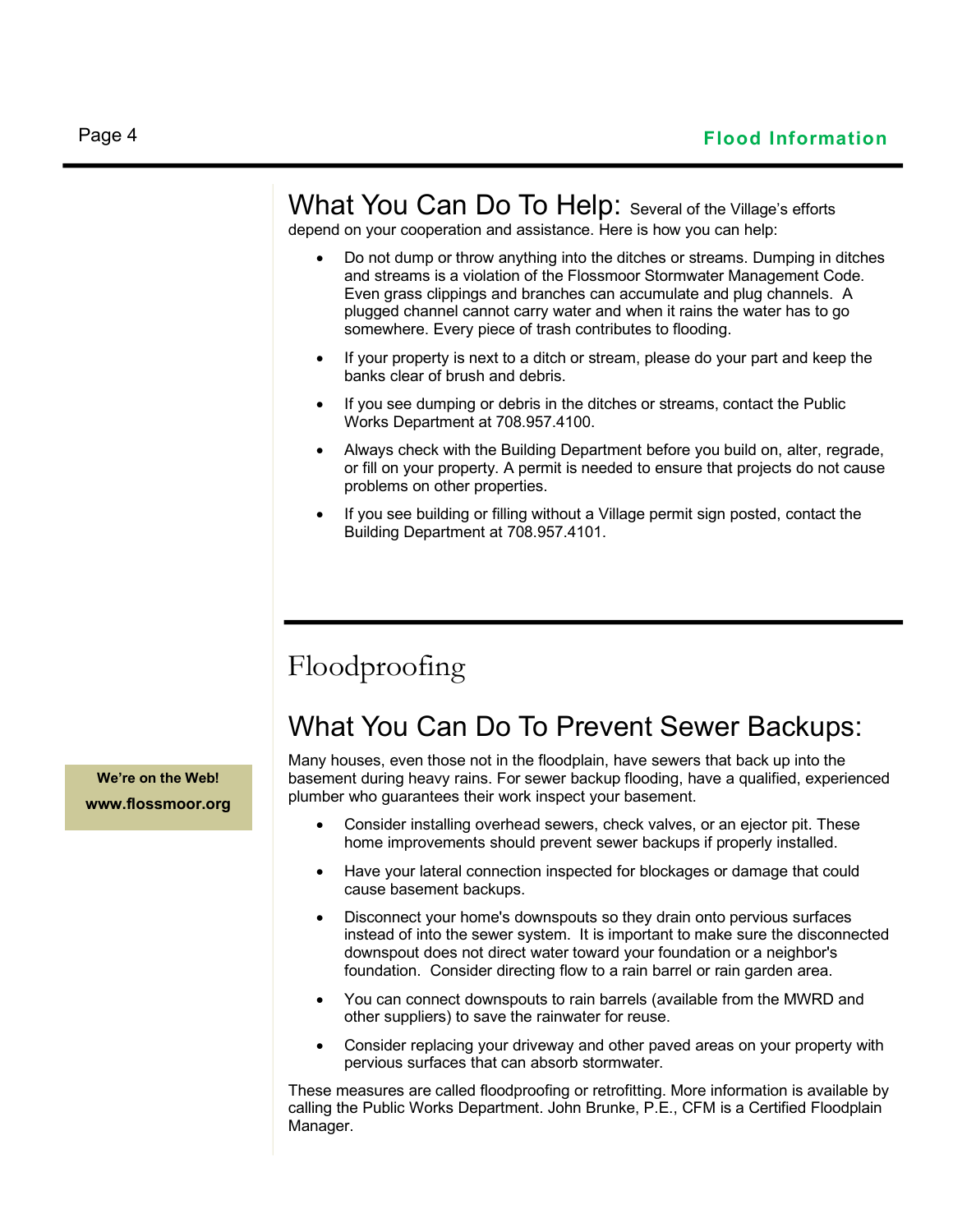## What You Can Do To Help:

Several of the Village's efforts depend on your cooperation and assistance. Here is how you can help:

- Do not dump or throw anything into the ditches or streams. Dumping in ditches and streams is a violation of the Flossmoor Stormwater Management Code. Even grass clippings and branches can accumulate and plug channels. A plugged channel cannot carry water and when it rains the water has to go somewhere. Every piece of trash contributes to flooding.
- If your property is next to a ditch or stream, please do your part and keep the banks clear of brush and debris.
- If you see dumping or debris in the ditches or streams, contact the Public Works Department at 708.957.4100.
- Always check with the Building Department before you build on, alter, regrade, or fill on your property. A permit is needed to ensure that projects do not cause problems on other properties.
- If you see building or filling without a Village permit sign posted, contact the Building Department at 708.957.4101.

# Floodproofing

## What You Can Do To Prevent Sewer Backups:

Many houses, even those not in the floodplain, have sewers that back up into the basement during heavy rains. For sewer backup flooding, have a qualified, experienced plumber who guarantees their work inspect your basement.

- Consider installing overhead sewers, check valves, or an ejector pit. These home improvements should prevent sewer backups if properly installed.
- Have your lateral connection inspected for blockages or damage that could cause basement backups.
- Disconnect your home's downspouts so they drain onto pervious surfaces instead of into the sewer system. It is important to make sure the disconnected downspout does not direct water toward your foundation or a neighbor's foundation. Consider directing flow to a rain barrel or rain garden area.
- You can connect downspouts to rain barrels (available from the MWRD and other suppliers) to save the rainwater for reuse.
- Consider replacing your driveway and other paved areas on your property with pervious surfaces that can absorb stormwater.

These measures are called floodproofing or retrofitting. More information is available by calling the Public Works Department. John Brunke, P.E., CFM is a Certified Floodplain Manager.

**We're on the Web!**

**www.flossmoor.org**